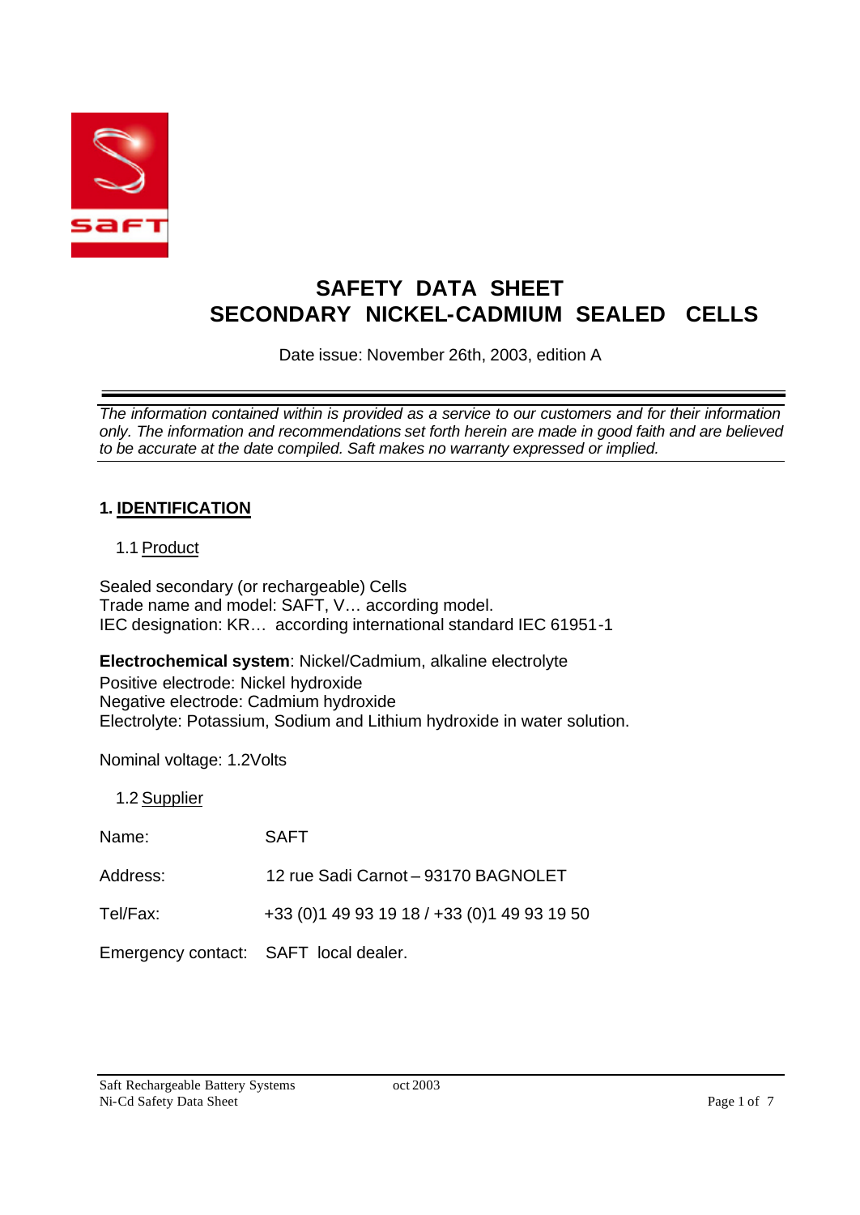# SAFETY DATA SHEET
# SECONDARY NICKEL-CADMIUM SEALED CELLS

Date issue: November 26th, 2003, edition A

---

*The information contained within is provided as a service to our customers and for their information only. The information and recommendations set forth herein are made in good faith and are believed to be accurate at the date compiled. Saft makes no warranty expressed or implied.*

---

## 1. IDENTIFICATION

### 1.1 Product

Sealed secondary (or rechargeable) Cells
Trade name and model: SAFT, V… according model.
IEC designation: KR… according international standard IEC 61951-1

**Electrochemical system**: Nickel/Cadmium, alkaline electrolyte
Positive electrode: Nickel hydroxide
Negative electrode: Cadmium hydroxide
Electrolyte: Potassium, Sodium and Lithium hydroxide in water solution.

Nominal voltage: 1.2Volts

### 1.2 Supplier

| | |
|---|---|
| Name: | SAFT |
| Address: | 12 rue Sadi Carnot – 93170 BAGNOLET |
| Tel/Fax: | +33 (0)1 49 93 19 18 / +33 (0)1 49 93 19 50 |
| Emergency contact: | SAFT local dealer. |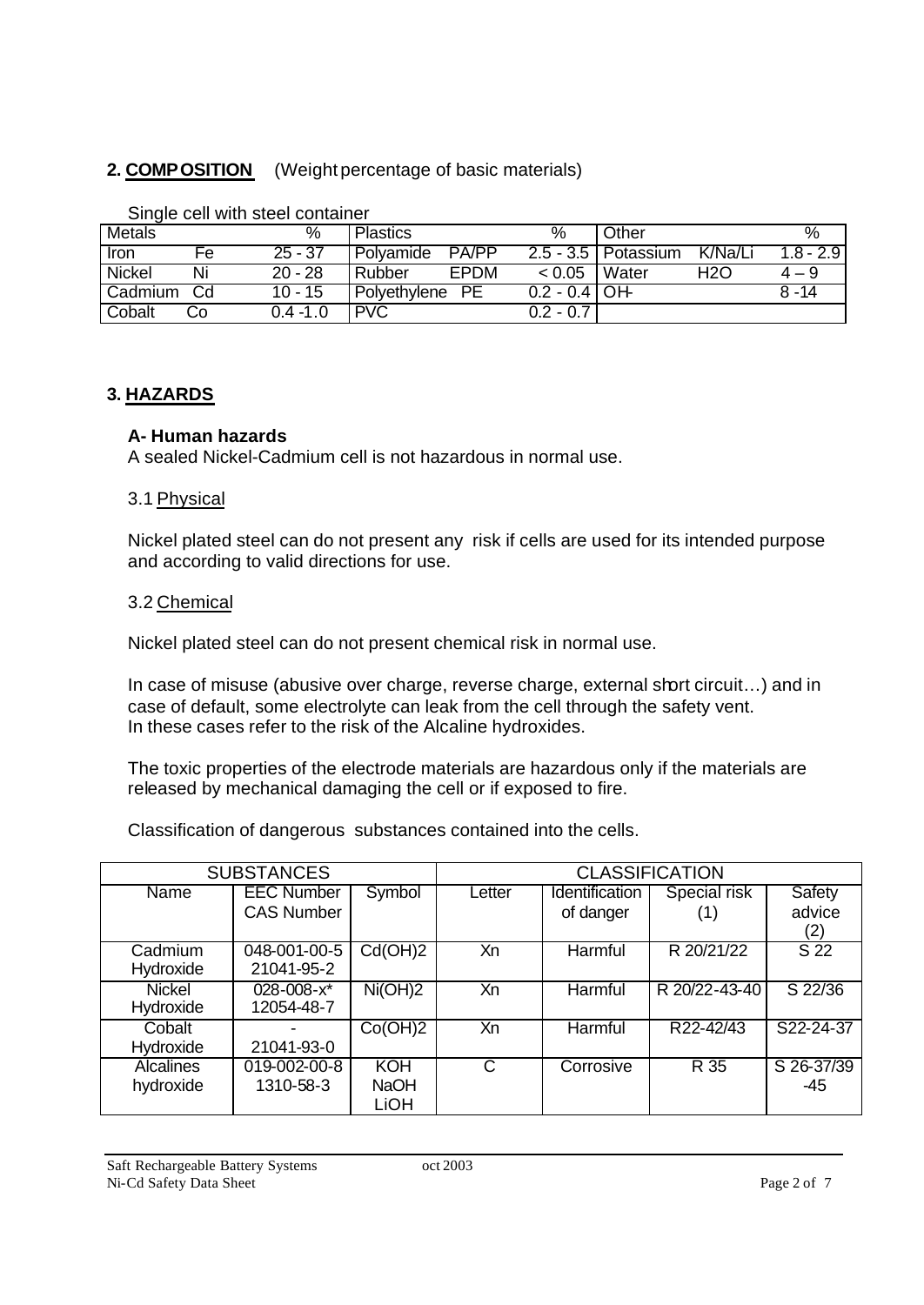## 2. COMPOSITION (Weight percentage of basic materials)

Single cell with steel container

| Metals | | % | Plastics | | % | Other | | % |
|---|---|---|---|---|---|---|---|---|
| Iron | Fe | 25 - 37 | Polyamide | PA/PP | 2.5 - 3.5 | Potassium | K/Na/Li | 1.8 - 2.9 |
| Nickel | Ni | 20 - 28 | Rubber | EPDM | < 0.05 | Water | $H_2O$ | 4 – 9 |
| Cadmium | Cd | 10 - 15 | Polyethylene | PE | 0.2 - 0.4 | $OH^-$ | | 8 -14 |
| Cobalt | Co | 0.4 -1.0 | PVC | | 0.2 - 0.7 | | | |

## 3. HAZARDS

### A- Human hazards

A sealed Nickel-Cadmium cell is not hazardous in normal use.

#### 3.1 Physical

Nickel plated steel can do not present any risk if cells are used for its intended purpose and according to valid directions for use.

#### 3.2 Chemical

Nickel plated steel can do not present chemical risk in normal use.

In case of misuse (abusive over charge, reverse charge, external short circuit…) and in case of default, some electrolyte can leak from the cell through the safety vent.
In these cases refer to the risk of the Alcaline hydroxides.

The toxic properties of the electrode materials are hazardous only if the materials are released by mechanical damaging the cell or if exposed to fire.

Classification of dangerous substances contained into the cells.

| SUBSTANCES | | | CLASSIFICATION | | | |
|---|---|---|---|---|---|---|
| Name | EEC Number CAS Number | Symbol | Letter | Identification of danger | Special risk (1) | Safety advice (2) |
| Cadmium Hydroxide | 048-001-00-5 21041-95-2 | $Cd(OH)_2$ | Xn | Harmful | R 20/21/22 | S 22 |
| Nickel Hydroxide | 028-008-x* 12054-48-7 | $Ni(OH)_2$ | Xn | Harmful | R 20/22-43-40 | S 22/36 |
| Cobalt Hydroxide | - 21041-93-0 | $Co(OH)_2$ | Xn | Harmful | R22-42/43 | S22-24-37 |
| Alcalines hydroxide | 019-002-00-8 1310-58-3 | KOH NaOH LiOH | C | Corrosive | R 35 | S 26-37/39 -45 |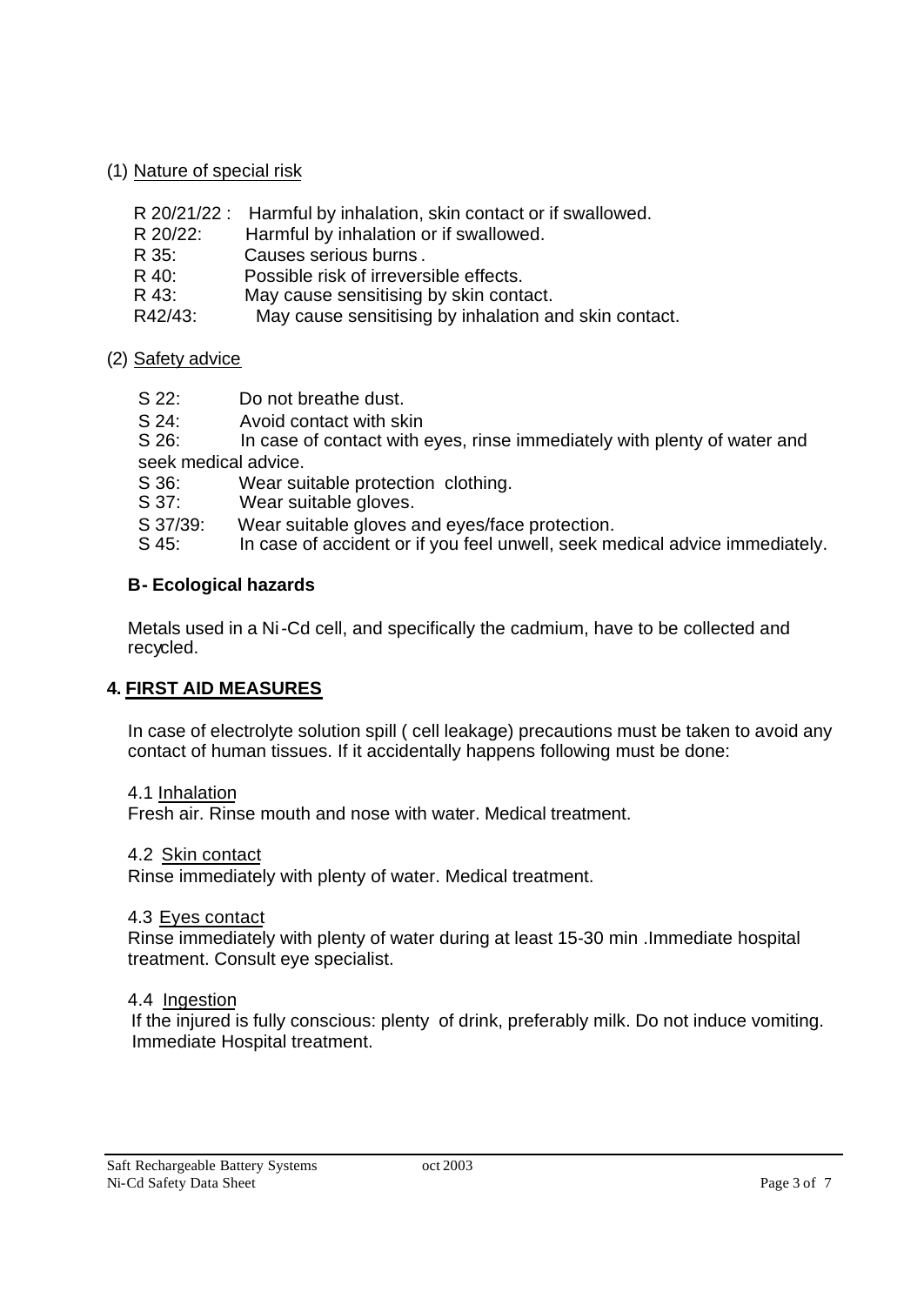(1) Nature of special risk

R 20/21/22 : Harmful by inhalation, skin contact or if swallowed.
R 20/22: Harmful by inhalation or if swallowed.
R 35: Causes serious burns .
R 40: Possible risk of irreversible effects.
R 43: May cause sensitising by skin contact.
R42/43: May cause sensitising by inhalation and skin contact.

(2) Safety advice

S 22: Do not breathe dust.
S 24: Avoid contact with skin
S 26: In case of contact with eyes, rinse immediately with plenty of water and seek medical advice.
S 36: Wear suitable protection clothing.
S 37: Wear suitable gloves.
S 37/39: Wear suitable gloves and eyes/face protection.
S 45: In case of accident or if you feel unwell, seek medical advice immediately.

### B- Ecological hazards

Metals used in a Ni-Cd cell, and specifically the cadmium, have to be collected and recycled.

## 4. FIRST AID MEASURES

In case of electrolyte solution spill ( cell leakage) precautions must be taken to avoid any contact of human tissues. If it accidentally happens following must be done:

4.1 Inhalation
Fresh air. Rinse mouth and nose with water. Medical treatment.

4.2 Skin contact
Rinse immediately with plenty of water. Medical treatment.

4.3 Eyes contact
Rinse immediately with plenty of water during at least 15-30 min .Immediate hospital treatment. Consult eye specialist.

4.4 Ingestion
If the injured is fully conscious: plenty of drink, preferably milk. Do not induce vomiting. Immediate Hospital treatment.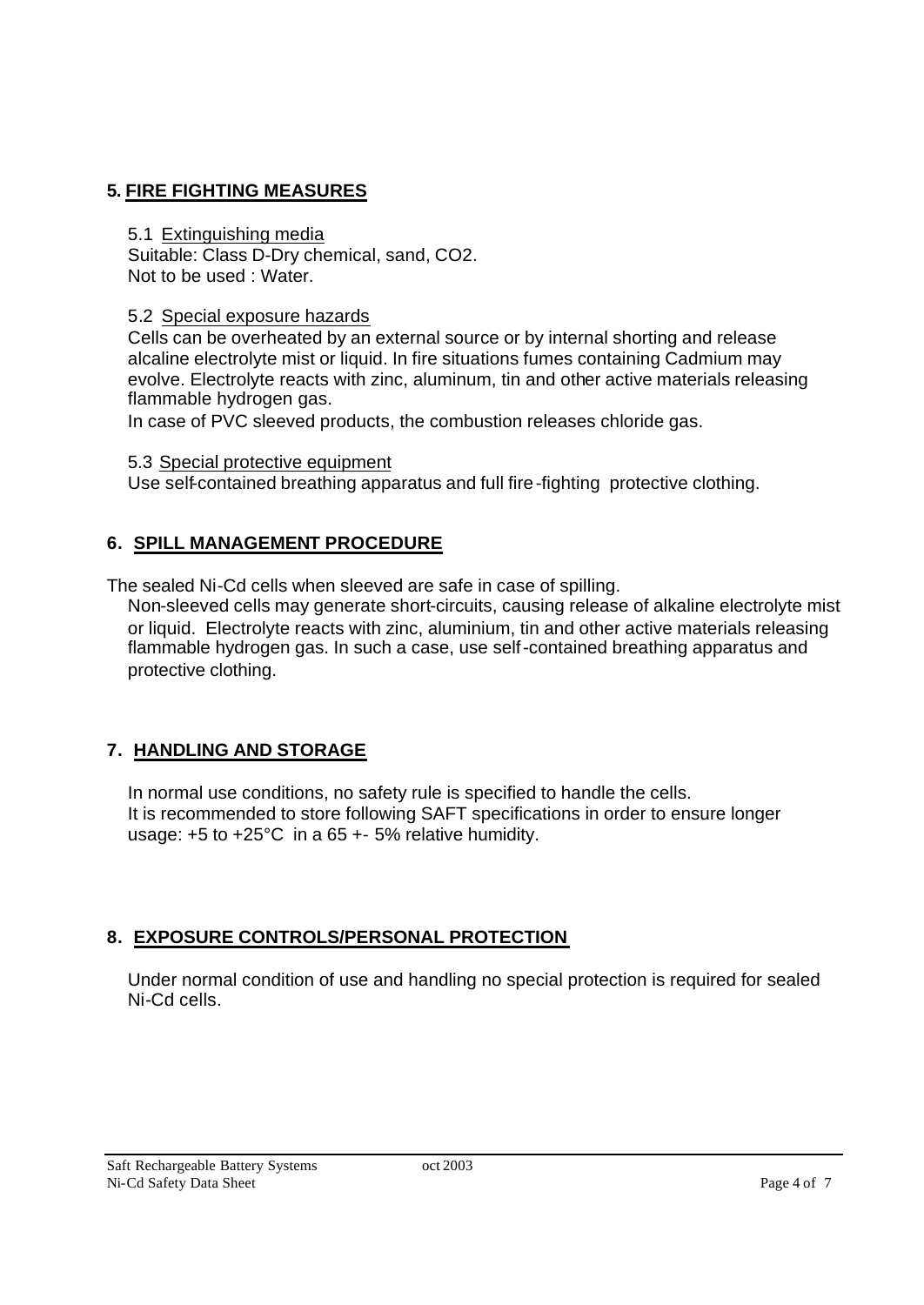## 5. FIRE FIGHTING MEASURES

### 5.1 Extinguishing media

Suitable: Class D-Dry chemical, sand, $CO_2$.
Not to be used : Water.

### 5.2 Special exposure hazards

Cells can be overheated by an external source or by internal shorting and release alcaline electrolyte mist or liquid. In fire situations fumes containing Cadmium may evolve. Electrolyte reacts with zinc, aluminum, tin and other active materials releasing flammable hydrogen gas.

In case of PVC sleeved products, the combustion releases chloride gas.

### 5.3 Special protective equipment

Use self-contained breathing apparatus and full fire-fighting protective clothing.

## 6. SPILL MANAGEMENT PROCEDURE

The sealed Ni-Cd cells when sleeved are safe in case of spilling.

Non-sleeved cells may generate short-circuits, causing release of alkaline electrolyte mist or liquid. Electrolyte reacts with zinc, aluminium, tin and other active materials releasing flammable hydrogen gas. In such a case, use self-contained breathing apparatus and protective clothing.

## 7. HANDLING AND STORAGE

In normal use conditions, no safety rule is specified to handle the cells.
It is recommended to store following SAFT specifications in order to ensure longer usage: +5 to +25°C in a 65 +- 5% relative humidity.

## 8. EXPOSURE CONTROLS/PERSONAL PROTECTION

Under normal condition of use and handling no special protection is required for sealed Ni-Cd cells.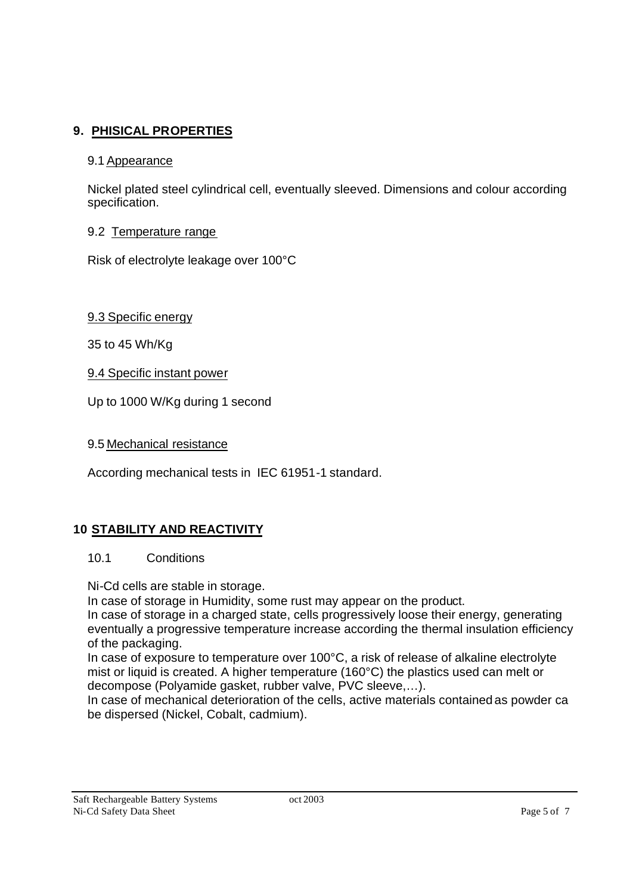## 9. PHISICAL PROPERTIES

### 9.1 Appearance

Nickel plated steel cylindrical cell, eventually sleeved. Dimensions and colour according specification.

### 9.2 Temperature range

Risk of electrolyte leakage over 100°C

### 9.3 Specific energy

35 to 45 Wh/Kg

### 9.4 Specific instant power

Up to 1000 W/Kg during 1 second

### 9.5 Mechanical resistance

According mechanical tests in IEC 61951-1 standard.

## 10 STABILITY AND REACTIVITY

### 10.1 Conditions

Ni-Cd cells are stable in storage.

In case of storage in Humidity, some rust may appear on the product.

In case of storage in a charged state, cells progressively loose their energy, generating eventually a progressive temperature increase according the thermal insulation efficiency of the packaging.

In case of exposure to temperature over 100°C, a risk of release of alkaline electrolyte mist or liquid is created. A higher temperature (160°C) the plastics used can melt or decompose (Polyamide gasket, rubber valve, PVC sleeve,…).

In case of mechanical deterioration of the cells, active materials contained as powder ca be dispersed (Nickel, Cobalt, cadmium).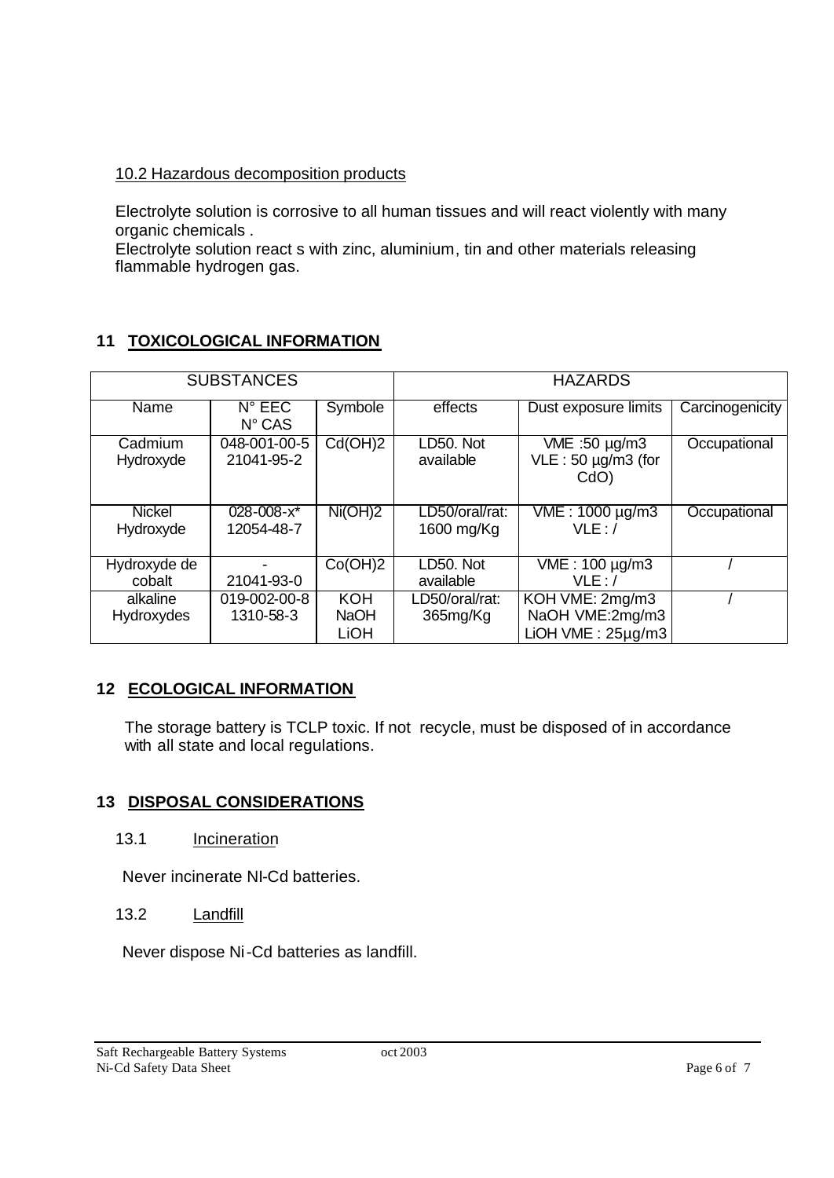### 10.2 Hazardous decomposition products

Electrolyte solution is corrosive to all human tissues and will react violently with many organic chemicals .
Electrolyte solution react s with zinc, aluminium, tin and other materials releasing flammable hydrogen gas.

## 11 TOXICOLOGICAL INFORMATION

| SUBSTANCES | | | HAZARDS | | |
|---|---|---|---|---|---|
| Name | N° EEC<br>N° CAS | Symbole | effects | Dust exposure limits | Carcinogenicity |
| Cadmium Hydroxyde | 048-001-00-5<br>21041-95-2 | $Cd(OH)_2$ | LD50. Not available | VME :50 µg/m3<br>VLE : 50 µg/m3 (for CdO) | Occupational |
| Nickel Hydroxyde | 028-008-x*<br>12054-48-7 | $Ni(OH)_2$ | LD50/oral/rat: 1600 mg/Kg | VME : 1000 µg/m3<br>VLE : / | Occupational |
| Hydroxyde de cobalt | -<br>21041-93-0 | $Co(OH)_2$ | LD50. Not available | VME : 100 µg/m3<br>VLE : / | / |
| alkaline Hydroxydes | 019-002-00-8<br>1310-58-3 | KOH<br>NaOH<br>LiOH | LD50/oral/rat: 365mg/Kg | KOH VME: 2mg/m3<br>NaOH VME:2mg/m3<br>LiOH VME : 25µg/m3 | / |

## 12 ECOLOGICAL INFORMATION

The storage battery is TCLP toxic. If not recycle, must be disposed of in accordance with all state and local regulations.

## 13 DISPOSAL CONSIDERATIONS

### 13.1 Incineration

Never incinerate NI-Cd batteries.

### 13.2 Landfill

Never dispose Ni-Cd batteries as landfill.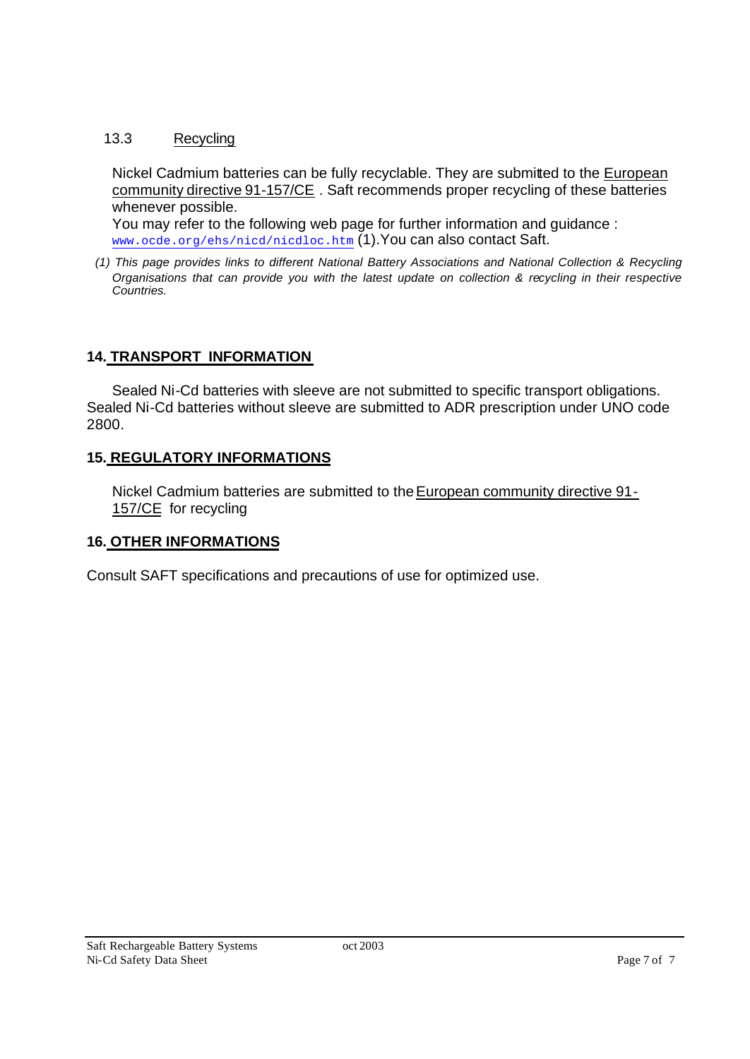### 13.3 Recycling

Nickel Cadmium batteries can be fully recyclable. They are submitted to the European community directive 91-157/CE . Saft recommends proper recycling of these batteries whenever possible.
You may refer to the following web page for further information and guidance : www.ocde.org/ehs/nicd/nicdloc.htm (1).You can also contact Saft.

*(1) This page provides links to different National Battery Associations and National Collection & Recycling Organisations that can provide you with the latest update on collection & recycling in their respective Countries.*

## 14. TRANSPORT INFORMATION

Sealed Ni-Cd batteries with sleeve are not submitted to specific transport obligations. Sealed Ni-Cd batteries without sleeve are submitted to ADR prescription under UNO code 2800.

## 15. REGULATORY INFORMATIONS

Nickel Cadmium batteries are submitted to the European community directive 91-157/CE for recycling

## 16. OTHER INFORMATIONS

Consult SAFT specifications and precautions of use for optimized use.